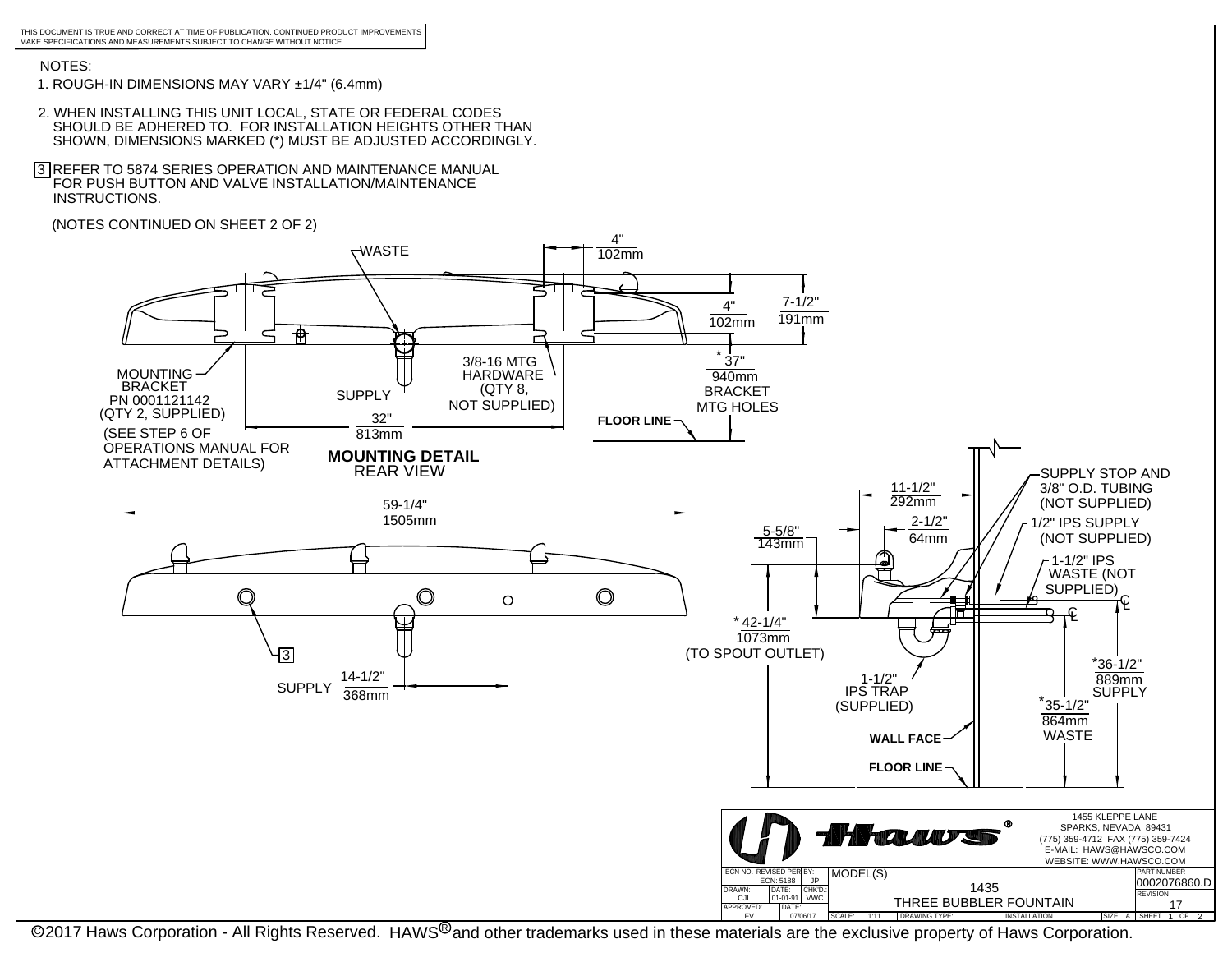THIS DOCUMENT IS TRUE AND CORRECT AT TIME OF PUBLICATION. CONTINUED PRODUCT IMPROVEMENTS MAKE SPECIFICATIONS AND MEASUREMENTS SUBJECT TO CHANGE WITHOUT NOTICE.

NOTES:

1. ROUGH-IN DIMENSIONS MAY VARY ±1/4" (6.4mm)
2. WHEN INSTALLING THIS UNIT LOCAL, STATE OR FEDERAL CODES SHOULD BE ADHERED TO. FOR INSTALLATION HEIGHTS OTHER THAN SHOWN, DIMENSIONS MARKED (*) MUST BE ADJUSTED ACCORDINGLY.
3. REFER TO 5874 SERIES OPERATION AND MAINTENANCE MANUAL FOR PUSH BUTTON AND VALVE INSTALLATION/MAINTENANCE INSTRUCTIONS.

(NOTES CONTINUED ON SHEET 2 OF 2)

WASTE

4" 102mm

4" 102mm

7-1/2" 191mm

MOUNTING BRACKET PN 0001121142 (QTY 2, SUPPLIED) (SEE STEP 6 OF OPERATIONS MANUAL FOR ATTACHMENT DETAILS)

SUPPLY

3/8-16 MTG HARDWARE (QTY 8, NOT SUPPLIED)

* 37" 940mm BRACKET MTG HOLES

32" 813mm

FLOOR LINE

**MOUNTING DETAIL**
REAR VIEW

59-1/4" 1505mm

3

SUPPLY 14-1/2" 368mm

11-1/2" 292mm

2-1/2" 64mm

5-5/8" 143mm

SUPPLY STOP AND 3/8" O.D. TUBING (NOT SUPPLIED)

1/2" IPS SUPPLY (NOT SUPPLIED)

1-1/2" IPS WASTE (NOT SUPPLIED)

* 42-1/4" 1073mm (TO SPOUT OUTLET)

1-1/2" IPS TRAP (SUPPLIED)

*36-1/2" 889mm SUPPLY

*35-1/2" 864mm WASTE

WALL FACE

FLOOR LINE

Haws®

1455 KLEPPE LANE
SPARKS, NEVADA 89431
(775) 359-4712 FAX (775) 359-7424
E-MAIL: HAWS@HAWSCO.COM
WEBSITE: WWW.HAWSCO.COM

| ECN NO. | REVISED PER | BY: | MODEL(S) | PART NUMBER |
|---|---|---|---|---|
| . | ECN: 5188 | JP | 1435 | 0002076860.D |
| DRAWN: CJL | DATE: 01-01-91 | CHK'D.: VWC | THREE BUBBLER FOUNTAIN | REVISION 17 |
| APPROVED: FV | DATE: 07/06/17 | | SCALE: 1:11 DRAWING TYPE: INSTALLATION SIZE: A | SHEET 1 OF 2 |

©2017 Haws Corporation - All Rights Reserved. HAWS® and other trademarks used in these materials are the exclusive property of Haws Corporation.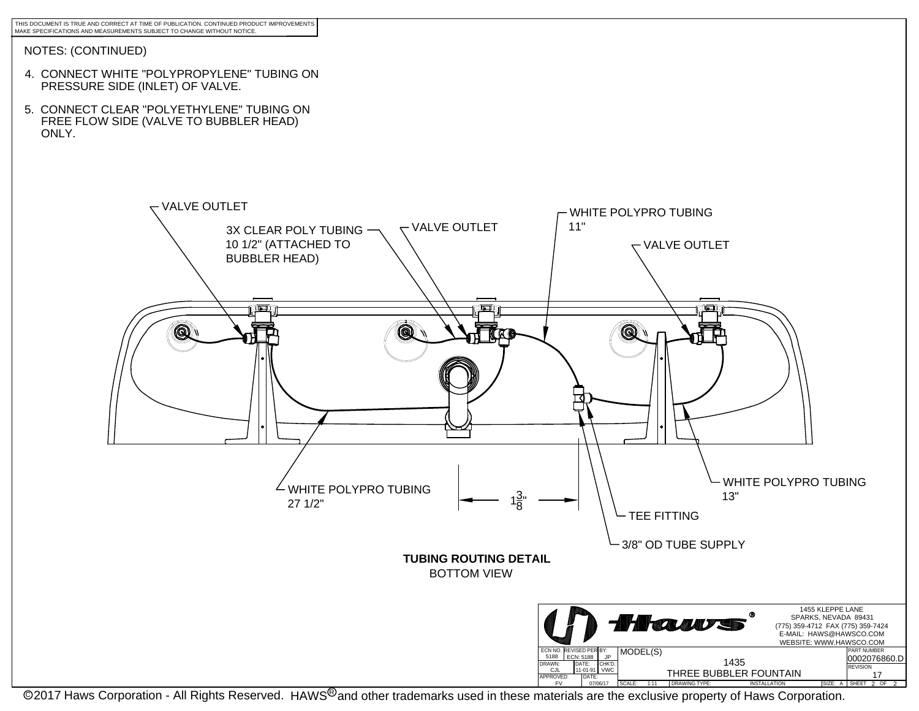THIS DOCUMENT IS TRUE AND CORRECT AT TIME OF PUBLICATION. CONTINUED PRODUCT IMPROVEMENTS MAKE SPECIFICATIONS AND MEASUREMENTS SUBJECT TO CHANGE WITHOUT NOTICE.

NOTES: (CONTINUED)

4. CONNECT WHITE "POLYPROPYLENE" TUBING ON PRESSURE SIDE (INLET) OF VALVE.
5. CONNECT CLEAR "POLYETHYLENE" TUBING ON FREE FLOW SIDE (VALVE TO BUBBLER HEAD) ONLY.

VALVE OUTLET

3X CLEAR POLY TUBING 10 1/2" (ATTACHED TO BUBBLER HEAD)

VALVE OUTLET

WHITE POLYPRO TUBING 11"

VALVE OUTLET

WHITE POLYPRO TUBING 27 1/2"

$1\frac{3}{8}$"

WHITE POLYPRO TUBING 13"

TEE FITTING

3/8" OD TUBE SUPPLY

**TUBING ROUTING DETAIL**
BOTTOM VIEW

Haws®

1455 KLEPPE LANE
SPARKS, NEVADA 89431
(775) 359-4712 FAX (775) 359-7424
E-MAIL: HAWS@HAWSCO.COM
WEBSITE: WWW.HAWSCO.COM

| | | | | |
|---|---|---|---|---|
| ECN NO. 5188 | REVISED PER: ECN: 5188 | BY: JP | MODEL(S) 1435 THREE BUBBLER FOUNTAIN | PART NUMBER 0002076860.D |
| DRAWN: CJL | DATE: 11-01-91 | CHK'D.: VWC | | REVISION 17 |
| APPROVED: FV | DATE: 07/06/17 | | SCALE: 1:11 DRAWING TYPE: INSTALLATION SIZE: A | SHEET 2 OF 2 |

©2017 Haws Corporation - All Rights Reserved. HAWS® and other trademarks used in these materials are the exclusive property of Haws Corporation.